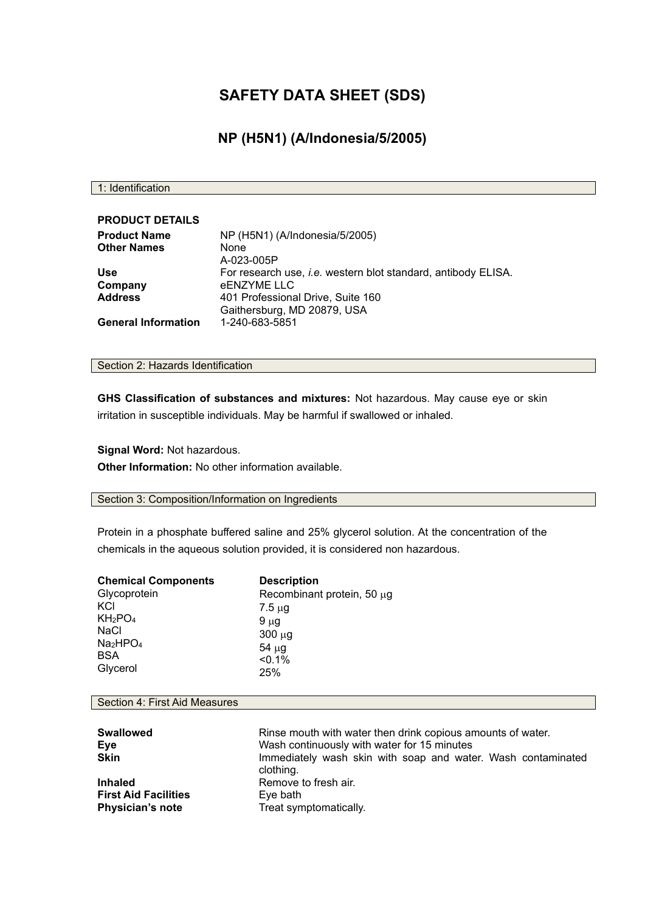# SAFETY DATA SHEET (SDS)

## NP (H5N1) (A/Indonesia/5/2005)

## 1: Identification

**PRODUCT DETAILS**

| | |
|---|---|
| **Product Name** | NP (H5N1) (A/Indonesia/5/2005) |
| **Other Names** | None<br>A-023-005P |
| **Use** | For research use, *i.e.* western blot standard, antibody ELISA. |
| **Company** | eENZYME LLC |
| **Address** | 401 Professional Drive, Suite 160<br>Gaithersburg, MD 20879, USA |
| **General Information** | 1-240-683-5851 |

## Section 2: Hazards Identification

**GHS Classification of substances and mixtures:** Not hazardous. May cause eye or skin irritation in susceptible individuals. May be harmful if swallowed or inhaled.

**Signal Word:** Not hazardous.

**Other Information:** No other information available.

## Section 3: Composition/Information on Ingredients

Protein in a phosphate buffered saline and 25% glycerol solution. At the concentration of the chemicals in the aqueous solution provided, it is considered non hazardous.

| Chemical Components | Description |
|---|---|
| Glycoprotein | Recombinant protein, 50 μg |
| KCl | 7.5 μg |
| $KH_2PO_4$ | 9 μg |
| NaCl | 300 μg |
| $Na_2HPO_4$ | 54 μg |
| BSA | <0.1% |
| Glycerol | 25% |

## Section 4: First Aid Measures

| | |
|---|---|
| **Swallowed** | Rinse mouth with water then drink copious amounts of water. |
| **Eye** | Wash continuously with water for 15 minutes |
| **Skin** | Immediately wash skin with soap and water. Wash contaminated clothing. |
| **Inhaled** | Remove to fresh air. |
| **First Aid Facilities** | Eye bath |
| **Physician's note** | Treat symptomatically. |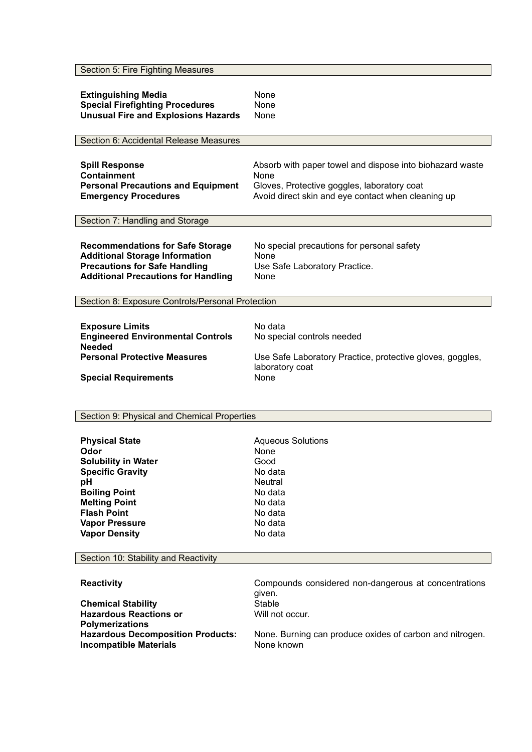## Section 5: Fire Fighting Measures

| | |
|---|---|
| **Extinguishing Media** | None |
| **Special Firefighting Procedures** | None |
| **Unusual Fire and Explosions Hazards** | None |

## Section 6: Accidental Release Measures

| | |
|---|---|
| **Spill Response** | Absorb with paper towel and dispose into biohazard waste |
| **Containment** | None |
| **Personal Precautions and Equipment** | Gloves, Protective goggles, laboratory coat |
| **Emergency Procedures** | Avoid direct skin and eye contact when cleaning up |

## Section 7: Handling and Storage

| | |
|---|---|
| **Recommendations for Safe Storage** | No special precautions for personal safety |
| **Additional Storage Information** | None |
| **Precautions for Safe Handling** | Use Safe Laboratory Practice. |
| **Additional Precautions for Handling** | None |

## Section 8: Exposure Controls/Personal Protection

| | |
|---|---|
| **Exposure Limits** | No data |
| **Engineered Environmental Controls Needed** | No special controls needed |
| **Personal Protective Measures** | Use Safe Laboratory Practice, protective gloves, goggles, laboratory coat |
| **Special Requirements** | None |

## Section 9: Physical and Chemical Properties

| | |
|---|---|
| **Physical State** | Aqueous Solutions |
| **Odor** | None |
| **Solubility in Water** | Good |
| **Specific Gravity** | No data |
| **pH** | Neutral |
| **Boiling Point** | No data |
| **Melting Point** | No data |
| **Flash Point** | No data |
| **Vapor Pressure** | No data |
| **Vapor Density** | No data |

## Section 10: Stability and Reactivity

| | |
|---|---|
| **Reactivity** | Compounds considered non-dangerous at concentrations given. |
| **Chemical Stability** | Stable |
| **Hazardous Reactions or Polymerizations** | Will not occur. |
| **Hazardous Decomposition Products:** | None. Burning can produce oxides of carbon and nitrogen. |
| **Incompatible Materials** | None known |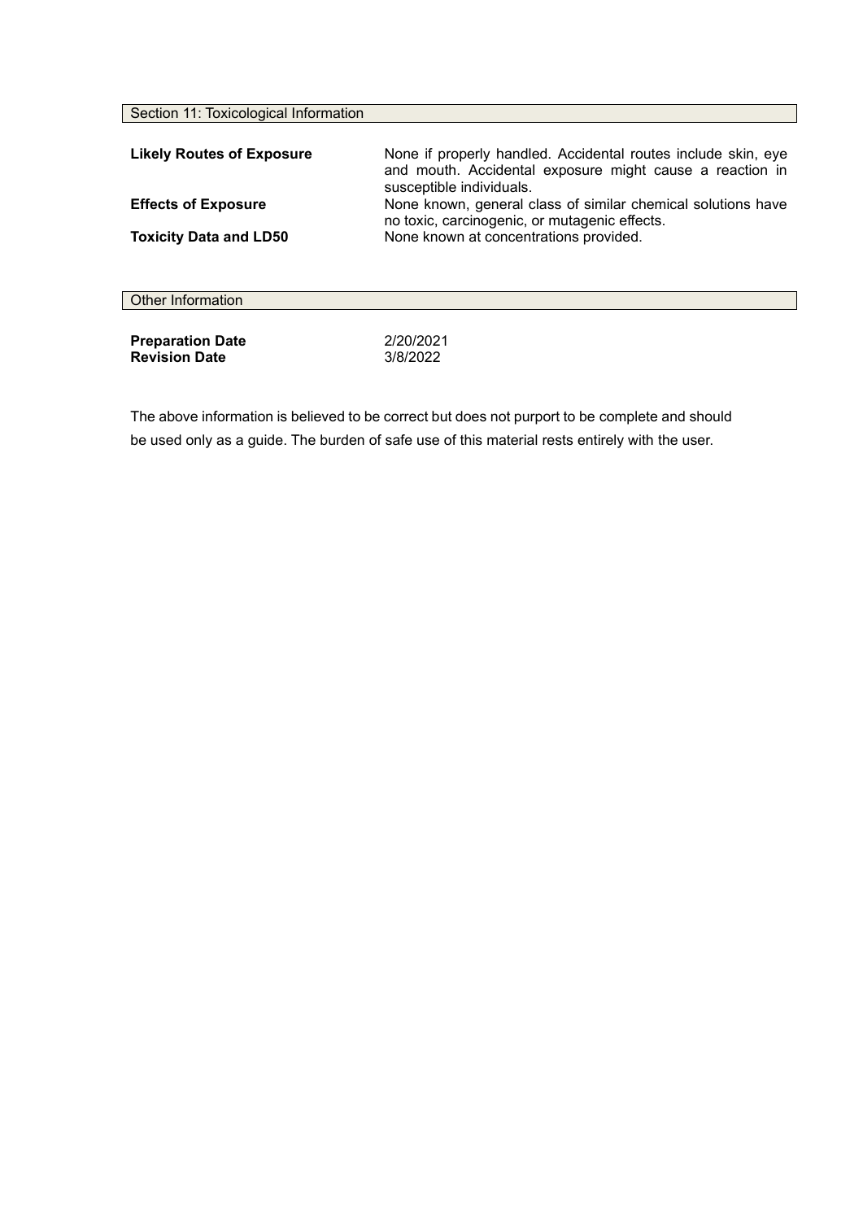## Section 11: Toxicological Information

| | |
|---|---|
| **Likely Routes of Exposure** | None if properly handled. Accidental routes include skin, eye and mouth. Accidental exposure might cause a reaction in susceptible individuals. |
| **Effects of Exposure** | None known, general class of similar chemical solutions have no toxic, carcinogenic, or mutagenic effects. |
| **Toxicity Data and LD50** | None known at concentrations provided. |

## Other Information

| | |
|---|---|
| **Preparation Date** | 2/20/2021 |
| **Revision Date** | 3/8/2022 |

The above information is believed to be correct but does not purport to be complete and should be used only as a guide. The burden of safe use of this material rests entirely with the user.